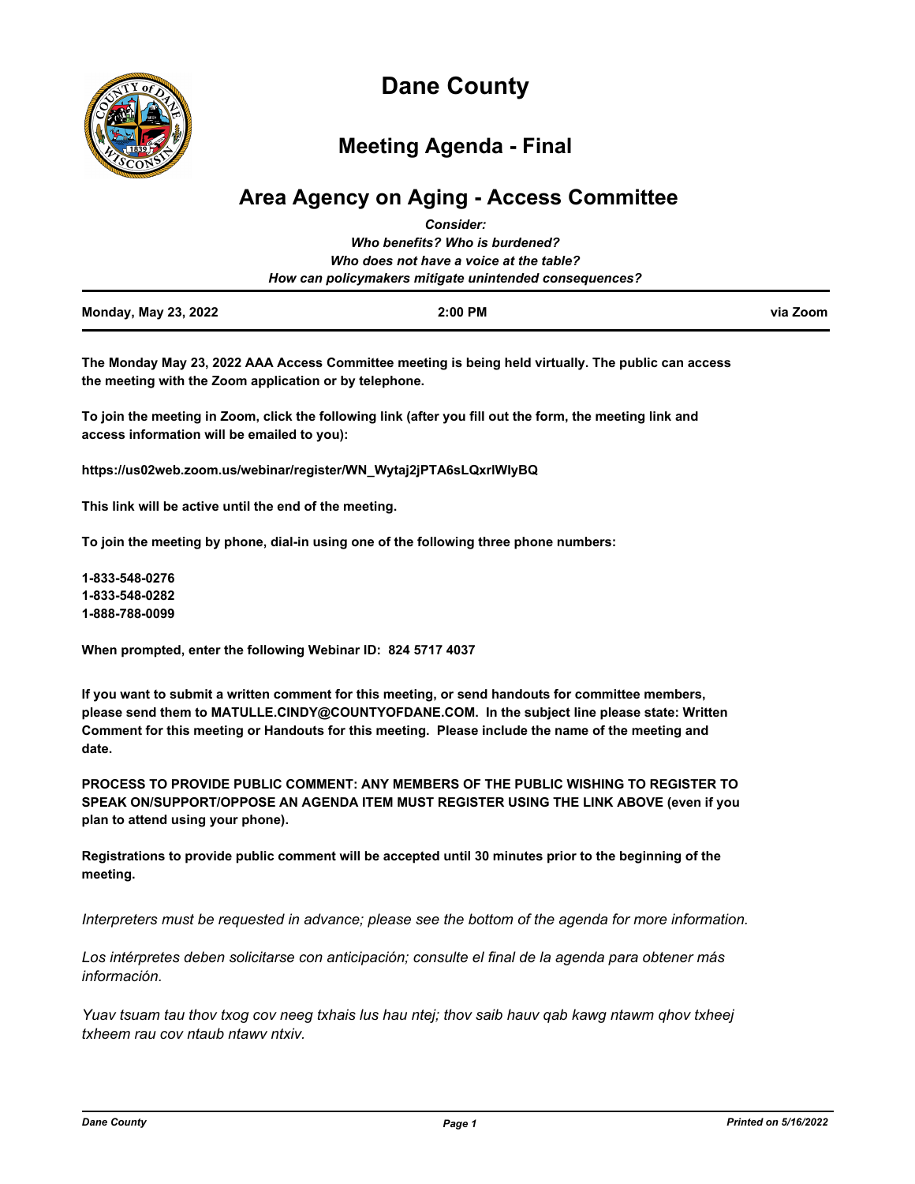# Dane County

## Meeting Agenda - Final

## Area Agency on Aging - Access Committee

***Consider:***
***Who benefits? Who is burdened?***
***Who does not have a voice at the table?***
***How can policymakers mitigate unintended consequences?***

| **Monday, May 23, 2022** | **2:00 PM** | **via Zoom** |
|---|---|---|

**The Monday May 23, 2022 AAA Access Committee meeting is being held virtually. The public can access the meeting with the Zoom application or by telephone.**

**To join the meeting in Zoom, click the following link (after you fill out the form, the meeting link and access information will be emailed to you):**

**https://us02web.zoom.us/webinar/register/WN_Wytaj2jPTA6sLQxrlWlyBQ**

**This link will be active until the end of the meeting.**

**To join the meeting by phone, dial-in using one of the following three phone numbers:**

**1-833-548-0276**
**1-833-548-0282**
**1-888-788-0099**

**When prompted, enter the following Webinar ID: 824 5717 4037**

**If you want to submit a written comment for this meeting, or send handouts for committee members, please send them to MATULLE.CINDY@COUNTYOFDANE.COM. In the subject line please state: Written Comment for this meeting or Handouts for this meeting. Please include the name of the meeting and date.**

**PROCESS TO PROVIDE PUBLIC COMMENT: ANY MEMBERS OF THE PUBLIC WISHING TO REGISTER TO SPEAK ON/SUPPORT/OPPOSE AN AGENDA ITEM MUST REGISTER USING THE LINK ABOVE (even if you plan to attend using your phone).**

**Registrations to provide public comment will be accepted until 30 minutes prior to the beginning of the meeting.**

*Interpreters must be requested in advance; please see the bottom of the agenda for more information.*

*Los intérpretes deben solicitarse con anticipación; consulte el final de la agenda para obtener más información.*

*Yuav tsuam tau thov txog cov neeg txhais lus hau ntej; thov saib hauv qab kawg ntawm qhov txheej txheem rau cov ntaub ntawv ntxiv.*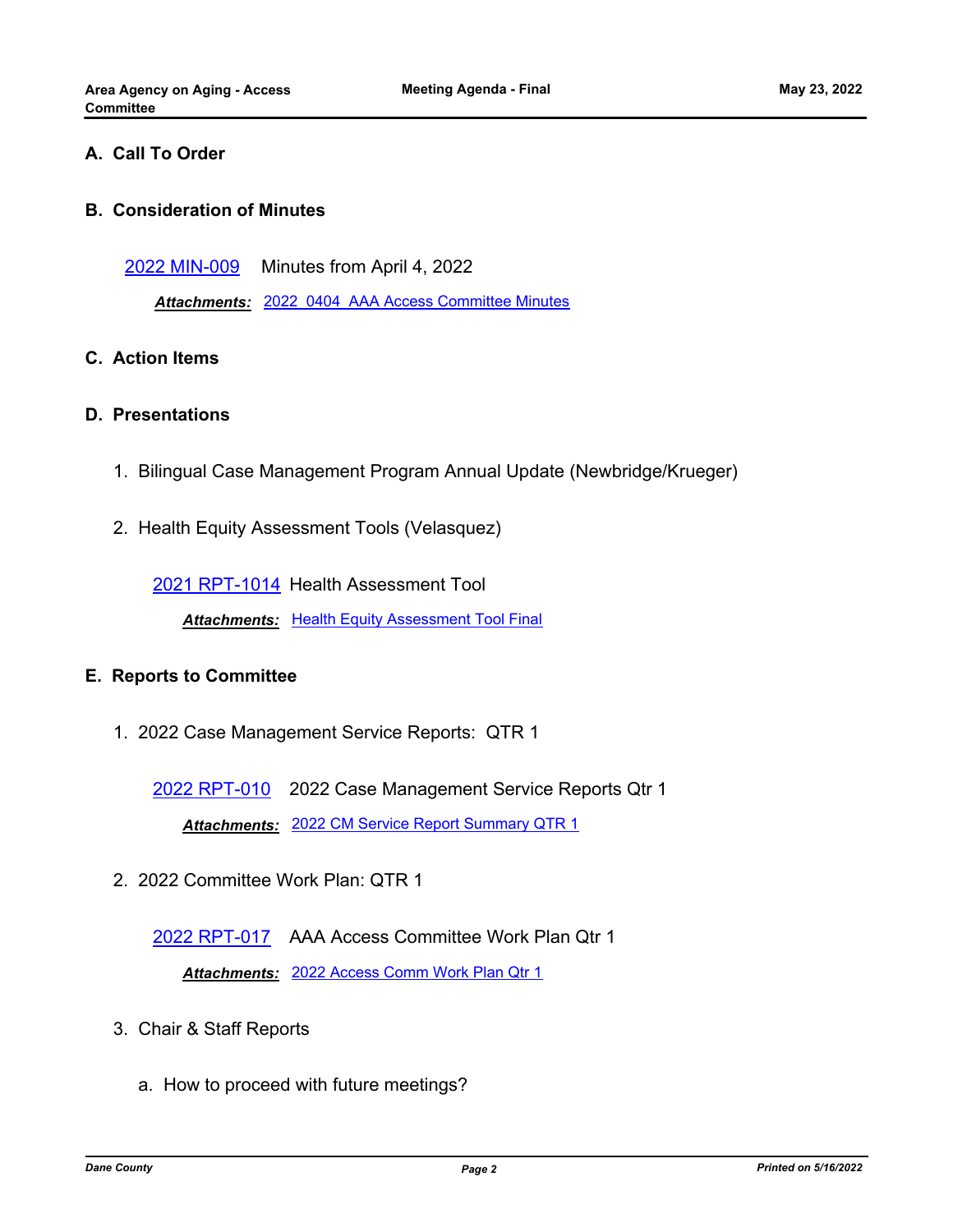## A. Call To Order

## B. Consideration of Minutes

2022 MIN-009 Minutes from April 4, 2022

***Attachments:*** 2022_0404_AAA Access Committee Minutes

## C. Action Items

## D. Presentations

1. Bilingual Case Management Program Annual Update (Newbridge/Krueger)

2. Health Equity Assessment Tools (Velasquez)

   2021 RPT-1014 Health Assessment Tool

   ***Attachments:*** Health Equity Assessment Tool Final

## E. Reports to Committee

1. 2022 Case Management Service Reports: QTR 1

   2022 RPT-010 2022 Case Management Service Reports Qtr 1

   ***Attachments:*** 2022 CM Service Report Summary QTR 1

2. 2022 Committee Work Plan: QTR 1

   2022 RPT-017 AAA Access Committee Work Plan Qtr 1

   ***Attachments:*** 2022 Access Comm Work Plan Qtr 1

3. Chair & Staff Reports

   a. How to proceed with future meetings?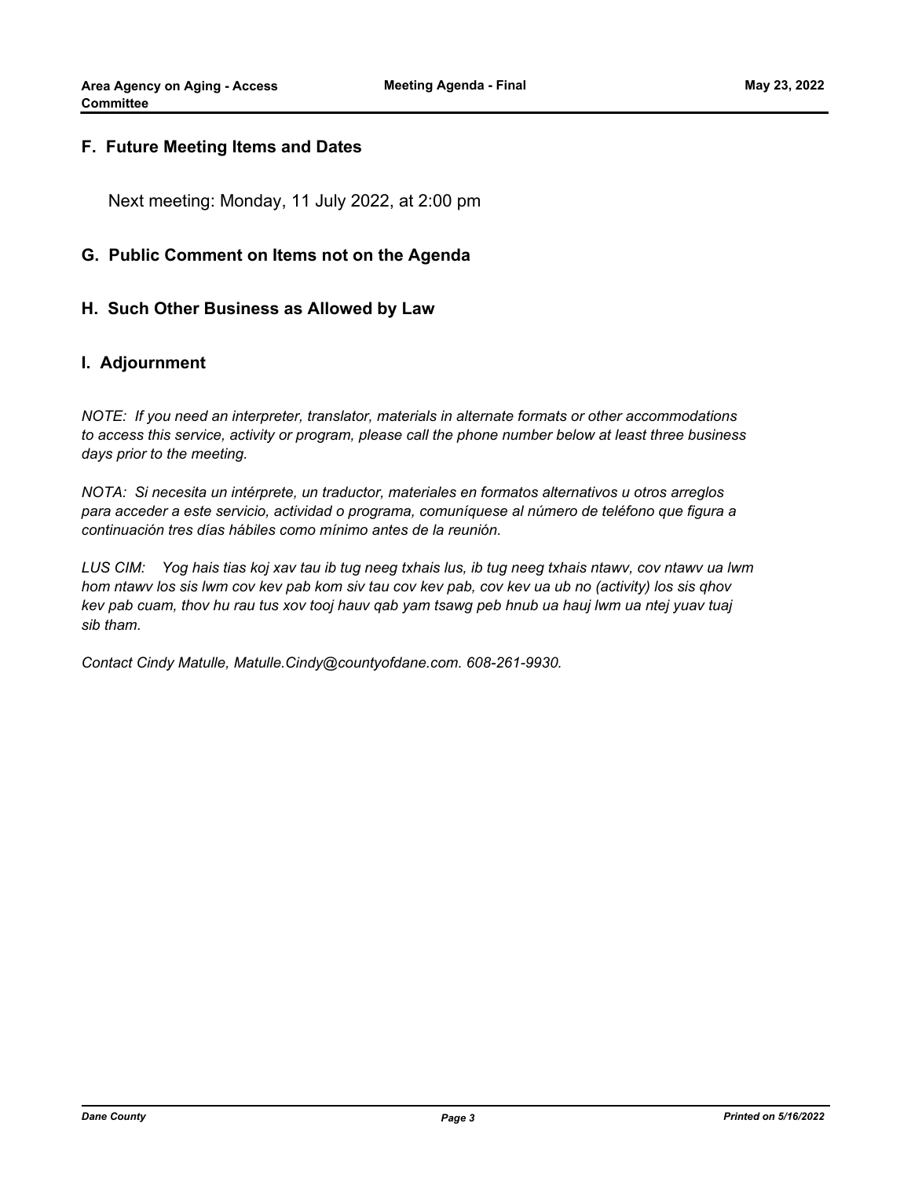## F. Future Meeting Items and Dates

Next meeting: Monday, 11 July 2022, at 2:00 pm

## G. Public Comment on Items not on the Agenda

## H. Such Other Business as Allowed by Law

## I. Adjournment

*NOTE: If you need an interpreter, translator, materials in alternate formats or other accommodations to access this service, activity or program, please call the phone number below at least three business days prior to the meeting.*

*NOTA: Si necesita un intérprete, un traductor, materiales en formatos alternativos u otros arreglos para acceder a este servicio, actividad o programa, comuníquese al número de teléfono que figura a continuación tres días hábiles como mínimo antes de la reunión.*

*LUS CIM: Yog hais tias koj xav tau ib tug neeg txhais lus, ib tug neeg txhais ntawv, cov ntawv ua lwm hom ntawv los sis lwm cov kev pab kom siv tau cov kev pab, cov kev ua ub no (activity) los sis qhov kev pab cuam, thov hu rau tus xov tooj hauv qab yam tsawg peb hnub ua hauj lwm ua ntej yuav tuaj sib tham.*

*Contact Cindy Matulle, Matulle.Cindy@countyofdane.com. 608-261-9930.*